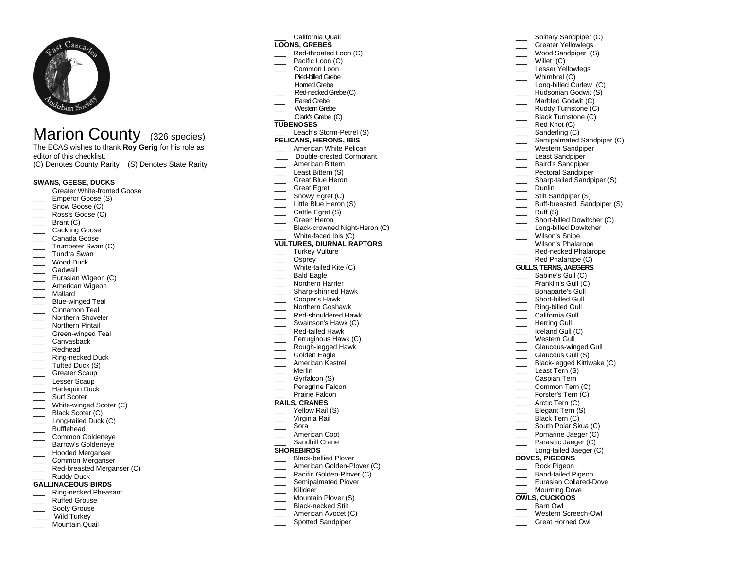# Marion County (326 species)

The ECAS wishes to thank **Roy Gerig** for his role as editor of this checklist.
(C) Denotes County Rarity (S) Denotes State Rarity

**SWANS, GEESE, DUCKS**

- ___ Greater White-fronted Goose
- ___ Emperor Goose (S)
- ___ Snow Goose (C)
- ___ Ross's Goose (C)
- ___ Brant (C)
- ___ Cackling Goose
- ___ Canada Goose
- ___ Trumpeter Swan (C)
- ___ Tundra Swan
- ___ Wood Duck
- ___ Gadwall
- ___ Eurasian Wigeon (C)
- ___ American Wigeon
- ___ Mallard
- ___ Blue-winged Teal
- ___ Cinnamon Teal
- ___ Northern Shoveler
- ___ Northern Pintail
- ___ Green-winged Teal
- ___ Canvasback
- ___ Redhead
- ___ Ring-necked Duck
- ___ Tufted Duck (S)
- ___ Greater Scaup
- ___ Lesser Scaup
- ___ Harlequin Duck
- ___ Surf Scoter
- ___ White-winged Scoter (C)
- ___ Black Scoter (C)
- ___ Long-tailed Duck (C)
- ___ Bufflehead
- ___ Common Goldeneye
- ___ Barrow's Goldeneye
- ___ Hooded Merganser
- ___ Common Merganser
- ___ Red-breasted Merganser (C)
- ___ Ruddy Duck

**GALLINACEOUS BIRDS**

- ___ Ring-necked Pheasant
- ___ Ruffed Grouse
- ___ Sooty Grouse
- ___ Wild Turkey
- ___ Mountain Quail
- ___ California Quail

**LOONS, GREBES**

- ___ Red-throated Loon (C)
- ___ Pacific Loon (C)
- ___ Common Loon
- ___ Pied-billed Grebe
- ___ Horned Grebe
- ___ Red-necked Grebe (C)
- ___ Eared Grebe
- ___ Western Grebe
- ___ Clark's Grebe (C)

**TUBENOSES**

- ___ Leach's Storm-Petrel (S)

**PELICANS, HERONS, IBIS**

- ___ American White Pelican
- ___ Double-crested Cormorant
- ___ American Bittern
- ___ Least Bittern (S)
- ___ Great Blue Heron
- ___ Great Egret
- ___ Snowy Egret (C)
- ___ Little Blue Heron (S)
- ___ Cattle Egret (S)
- ___ Green Heron
- ___ Black-crowned Night-Heron (C)
- ___ White-faced Ibis (C)

**VULTURES, DIURNAL RAPTORS**

- ___ Turkey Vulture
- ___ Osprey
- ___ White-tailed Kite (C)
- ___ Bald Eagle
- ___ Northern Harrier
- ___ Sharp-shinned Hawk
- ___ Cooper's Hawk
- ___ Northern Goshawk
- ___ Red-shouldered Hawk
- ___ Swainson's Hawk (C)
- ___ Red-tailed Hawk
- ___ Ferruginous Hawk (C)
- ___ Rough-legged Hawk
- ___ Golden Eagle
- ___ American Kestrel
- ___ Merlin
- ___ Gyrfalcon (S)
- ___ Peregrine Falcon
- ___ Prairie Falcon

**RAILS, CRANES**

- ___ Yellow Rail (S)
- ___ Virginia Rail
- ___ Sora
- ___ American Coot
- ___ Sandhill Crane

**SHOREBIRDS**

- ___ Black-bellied Plover
- ___ American Golden-Plover (C)
- ___ Pacific Golden-Plover (C)
- ___ Semipalmated Plover
- ___ Killdeer
- ___ Mountain Plover (S)
- ___ Black-necked Stilt
- ___ American Avocet (C)
- ___ Spotted Sandpiper
- ___ Solitary Sandpiper (C)
- ___ Greater Yellowlegs
- ___ Wood Sandpiper (S)
- ___ Willet (C)
- ___ Lesser Yellowlegs
- ___ Whimbrel (C)
- ___ Long-billed Curlew (C)
- ___ Hudsonian Godwit (S)
- ___ Marbled Godwit (C)
- ___ Ruddy Turnstone (C)
- ___ Black Turnstone (C)
- ___ Red Knot (C)
- ___ Sanderling (C)
- ___ Semipalmated Sandpiper (C)
- ___ Western Sandpiper
- ___ Least Sandpiper
- ___ Baird's Sandpiper
- ___ Pectoral Sandpiper
- ___ Sharp-tailed Sandpiper (S)
- ___ Dunlin
- ___ Stilt Sandpiper (S)
- ___ Buff-breasted Sandpiper (S)
- ___ Ruff (S)
- ___ Short-billed Dowitcher (C)
- ___ Long-billed Dowitcher
- ___ Wilson's Snipe
- ___ Wilson's Phalarope
- ___ Red-necked Phalarope
- ___ Red Phalarope (C)

**GULLS, TERNS, JAEGERS**

- ___ Sabine's Gull (C)
- ___ Franklin's Gull (C)
- ___ Bonaparte's Gull
- ___ Short-billed Gull
- ___ Ring-billed Gull
- ___ California Gull
- ___ Herring Gull
- ___ Iceland Gull (C)
- ___ Western Gull
- ___ Glaucous-winged Gull
- ___ Glaucous Gull (S)
- ___ Black-legged Kittiwake (C)
- ___ Least Tern (S)
- ___ Caspian Tern
- ___ Common Tern (C)
- ___ Forster's Tern (C)
- ___ Arctic Tern (C)
- ___ Elegant Tern (S)
- ___ Black Tern (C)
- ___ South Polar Skua (C)
- ___ Pomarine Jaeger (C)
- ___ Parasitic Jaeger (C)
- ___ Long-tailed Jaeger (C)

**DOVES, PIGEONS**

- ___ Rock Pigeon
- ___ Band-tailed Pigeon
- ___ Eurasian Collared-Dove
- ___ Mourning Dove

**OWLS, CUCKOOS**

- ___ Barn Owl
- ___ Western Screech-Owl
- ___ Great Horned Owl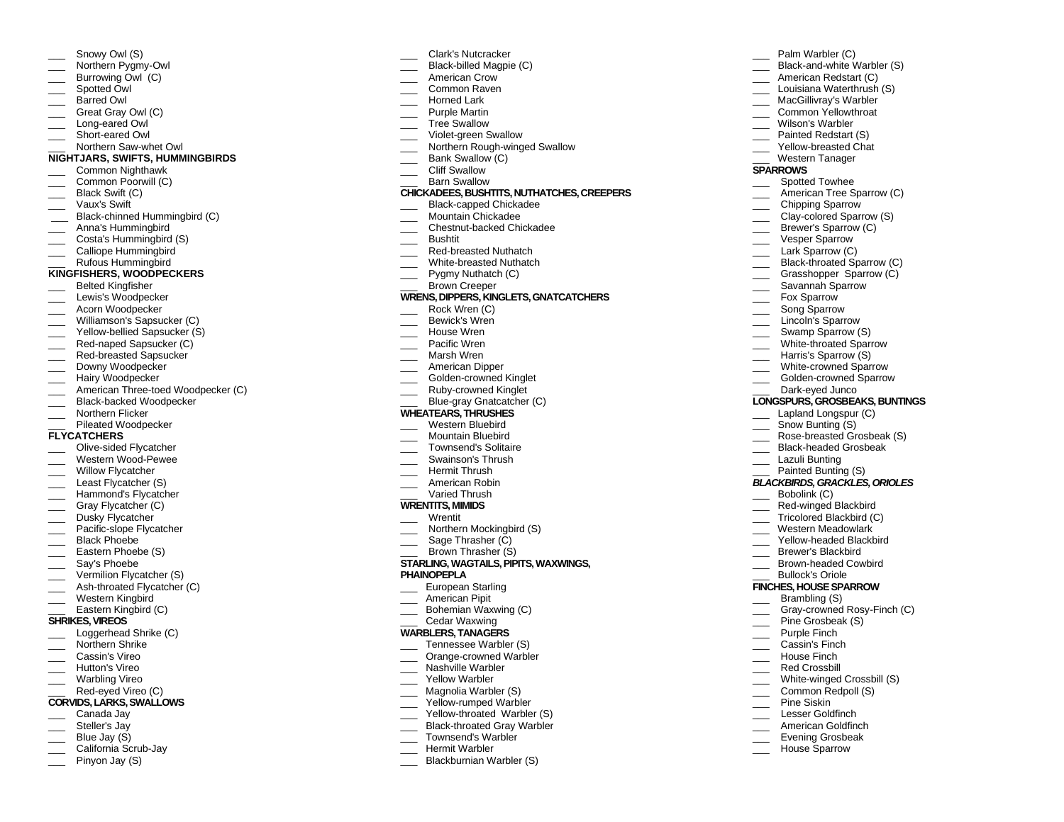- ___ Snowy Owl (S)
- ___ Northern Pygmy-Owl
- ___ Burrowing Owl (C)
- ___ Spotted Owl
- ___ Barred Owl
- ___ Great Gray Owl (C)
- ___ Long-eared Owl
- ___ Short-eared Owl
- ___ Northern Saw-whet Owl

**NIGHTJARS, SWIFTS, HUMMINGBIRDS**

- ___ Common Nighthawk
- ___ Common Poorwill (C)
- ___ Black Swift (C)
- ___ Vaux's Swift
- ___ Black-chinned Hummingbird (C)
- ___ Anna's Hummingbird
- ___ Costa's Hummingbird (S)
- ___ Calliope Hummingbird
- ___ Rufous Hummingbird

**KINGFISHERS, WOODPECKERS**

- ___ Belted Kingfisher
- ___ Lewis's Woodpecker
- ___ Acorn Woodpecker
- ___ Williamson's Sapsucker (C)
- ___ Yellow-bellied Sapsucker (S)
- ___ Red-naped Sapsucker (C)
- ___ Red-breasted Sapsucker
- ___ Downy Woodpecker
- ___ Hairy Woodpecker
- ___ American Three-toed Woodpecker (C)
- ___ Black-backed Woodpecker
- ___ Northern Flicker
- ___ Pileated Woodpecker

**FLYCATCHERS**

- ___ Olive-sided Flycatcher
- ___ Western Wood-Pewee
- ___ Willow Flycatcher
- ___ Least Flycatcher (S)
- ___ Hammond's Flycatcher
- ___ Gray Flycatcher (C)
- ___ Dusky Flycatcher
- ___ Pacific-slope Flycatcher
- ___ Black Phoebe
- ___ Eastern Phoebe (S)
- ___ Say's Phoebe
- ___ Vermilion Flycatcher (S)
- ___ Ash-throated Flycatcher (C)
- ___ Western Kingbird
- ___ Eastern Kingbird (C)

**SHRIKES, VIREOS**

- ___ Loggerhead Shrike (C)
- ___ Northern Shrike
- ___ Cassin's Vireo
- ___ Hutton's Vireo
- ___ Warbling Vireo
- ___ Red-eyed Vireo (C)

**CORVIDS, LARKS, SWALLOWS**

- ___ Canada Jay
- ___ Steller's Jay
- ___ Blue Jay (S)
- ___ California Scrub-Jay
- ___ Pinyon Jay (S)
- ___ Clark's Nutcracker
- ___ Black-billed Magpie (C)
- ___ American Crow
- ___ Common Raven
- ___ Horned Lark
- ___ Purple Martin
- ___ Tree Swallow
- ___ Violet-green Swallow
- ___ Northern Rough-winged Swallow
- ___ Bank Swallow (C)
- ___ Cliff Swallow
- ___ Barn Swallow

**CHICKADEES, BUSHTITS, NUTHATCHES, CREEPERS**

- ___ Black-capped Chickadee
- ___ Mountain Chickadee
- ___ Chestnut-backed Chickadee
- ___ Bushtit
- ___ Red-breasted Nuthatch
- ___ White-breasted Nuthatch
- ___ Pygmy Nuthatch (C)
- ___ Brown Creeper

**WRENS, DIPPERS, KINGLETS, GNATCATCHERS**

- ___ Rock Wren (C)
- ___ Bewick's Wren
- ___ House Wren
- ___ Pacific Wren
- ___ Marsh Wren
- ___ American Dipper
- ___ Golden-crowned Kinglet
- ___ Ruby-crowned Kinglet
- ___ Blue-gray Gnatcatcher (C)

**WHEATEARS, THRUSHES**

- ___ Western Bluebird
- ___ Mountain Bluebird
- ___ Townsend's Solitaire
- ___ Swainson's Thrush
- ___ Hermit Thrush
- ___ American Robin
- ___ Varied Thrush

**WRENTITS, MIMIDS**

- ___ Wrentit
- ___ Northern Mockingbird (S)
- ___ Sage Thrasher (C)
- ___ Brown Thrasher (S)

**STARLING, WAGTAILS, PIPITS, WAXWINGS, PHAINOPEPLA**

- ___ European Starling
- ___ American Pipit
- ___ Bohemian Waxwing (C)
- ___ Cedar Waxwing

**WARBLERS, TANAGERS**

- ___ Tennessee Warbler (S)
- ___ Orange-crowned Warbler
- ___ Nashville Warbler
- ___ Yellow Warbler
- ___ Magnolia Warbler (S)
- ___ Yellow-rumped Warbler
- ___ Yellow-throated Warbler (S)
- ___ Black-throated Gray Warbler
- ___ Townsend's Warbler
- ___ Hermit Warbler
- ___ Blackburnian Warbler (S)
- ___ Palm Warbler (C)
- ___ Black-and-white Warbler (S)
- ___ American Redstart (C)
- ___ Louisiana Waterthrush (S)
- ___ MacGillivray's Warbler
- ___ Common Yellowthroat
- ___ Wilson's Warbler
- ___ Painted Redstart (S)
- ___ Yellow-breasted Chat
- ___ Western Tanager

**SPARROWS**

- ___ Spotted Towhee
- ___ American Tree Sparrow (C)
- ___ Chipping Sparrow
- ___ Clay-colored Sparrow (S)
- ___ Brewer's Sparrow (C)
- ___ Vesper Sparrow
- ___ Lark Sparrow (C)
- ___ Black-throated Sparrow (C)
- ___ Grasshopper Sparrow (C)
- ___ Savannah Sparrow
- ___ Fox Sparrow
- ___ Song Sparrow
- ___ Lincoln's Sparrow
- ___ Swamp Sparrow (S)
- ___ White-throated Sparrow
- ___ Harris's Sparrow (S)
- ___ White-crowned Sparrow
- ___ Golden-crowned Sparrow
- ___ Dark-eyed Junco

**LONGSPURS, GROSBEAKS, BUNTINGS**

- ___ Lapland Longspur (C)
- ___ Snow Bunting (S)
- ___ Rose-breasted Grosbeak (S)
- ___ Black-headed Grosbeak
- ___ Lazuli Bunting
- ___ Painted Bunting (S)

***BLACKBIRDS, GRACKLES, ORIOLES***

- ___ Bobolink (C)
- ___ Red-winged Blackbird
- ___ Tricolored Blackbird (C)
- ___ Western Meadowlark
- ___ Yellow-headed Blackbird
- ___ Brewer's Blackbird
- ___ Brown-headed Cowbird
- ___ Bullock's Oriole

**FINCHES, HOUSE SPARROW**

- ___ Brambling (S)
- ___ Gray-crowned Rosy-Finch (C)
- ___ Pine Grosbeak (S)
- ___ Purple Finch
- ___ Cassin's Finch
- ___ House Finch
- ___ Red Crossbill
- ___ White-winged Crossbill (S)
- ___ Common Redpoll (S)
- ___ Pine Siskin
- ___ Lesser Goldfinch
- ___ American Goldfinch
- ___ Evening Grosbeak
- ___ House Sparrow